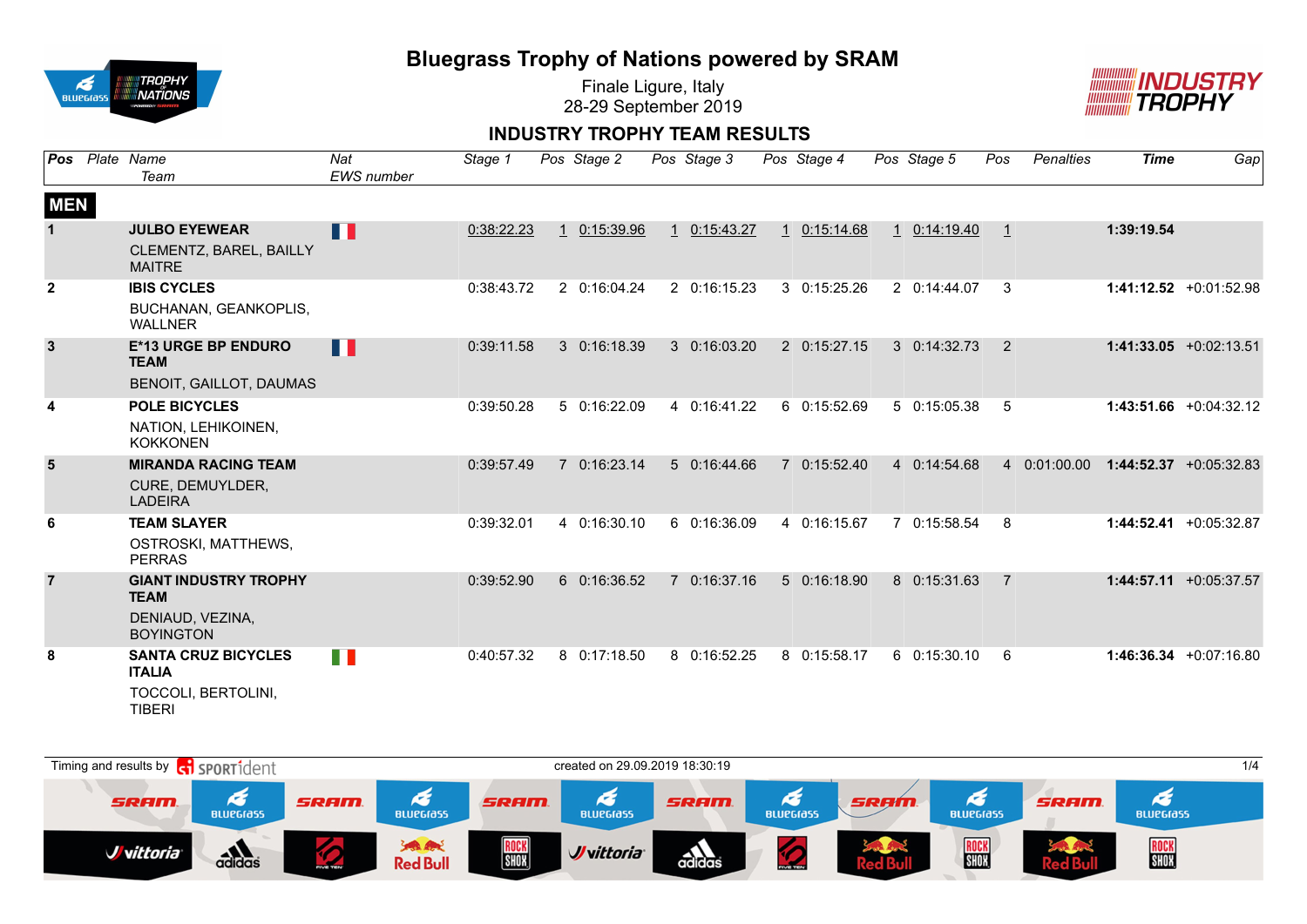# Bluegrass Trophy of Nations powered by SRAM

Finale Ligure, Italy
28-29 September 2019

## INDUSTRY TROPHY TEAM RESULTS

| Pos | Plate | Name / Team | Nat / EWS number | Stage 1 | Pos | Stage 2 | Pos | Stage 3 | Pos | Stage 4 | Pos | Stage 5 | Pos | Penalties | Time | Gap |
|---|---|---|---|---|---|---|---|---|---|---|---|---|---|---|---|---|
| **MEN** | | | | | | | | | | | | | | | | |
| 1 | | **JULBO EYEWEAR** CLEMENTZ, BAREL, BAILLY MAITRE | FRA | 0:38:22.23 | 1 | 0:15:39.96 | 1 | 0:15:43.27 | 1 | 0:15:14.68 | 1 | 0:14:19.40 | 1 | | **1:39:19.54** | |
| 2 | | **IBIS CYCLES** BUCHANAN, GEANKOPLIS, WALLNER | | 0:38:43.72 | 2 | 0:16:04.24 | 2 | 0:16:15.23 | 3 | 0:15:25.26 | 2 | 0:14:44.07 | 3 | | **1:41:12.52** | +0:01:52.98 |
| 3 | | **E*13 URGE BP ENDURO TEAM** BENOIT, GAILLOT, DAUMAS | FRA | 0:39:11.58 | 3 | 0:16:18.39 | 3 | 0:16:03.20 | 2 | 0:15:27.15 | 3 | 0:14:32.73 | 2 | | **1:41:33.05** | +0:02:13.51 |
| 4 | | **POLE BICYCLES** NATION, LEHIKOINEN, KOKKONEN | | 0:39:50.28 | 5 | 0:16:22.09 | 4 | 0:16:41.22 | 6 | 0:15:52.69 | 5 | 0:15:05.38 | 5 | | **1:43:51.66** | +0:04:32.12 |
| 5 | | **MIRANDA RACING TEAM** CURE, DEMUYLDER, LADEIRA | | 0:39:57.49 | 7 | 0:16:23.14 | 5 | 0:16:44.66 | 7 | 0:15:52.40 | 4 | 0:14:54.68 | 4 | 0:01:00.00 | **1:44:52.37** | +0:05:32.83 |
| 6 | | **TEAM SLAYER** OSTROSKI, MATTHEWS, PERRAS | | 0:39:32.01 | 4 | 0:16:30.10 | 6 | 0:16:36.09 | 4 | 0:16:15.67 | 7 | 0:15:58.54 | 8 | | **1:44:52.41** | +0:05:32.87 |
| 7 | | **GIANT INDUSTRY TROPHY TEAM** DENIAUD, VEZINA, BOYINGTON | | 0:39:52.90 | 6 | 0:16:36.52 | 7 | 0:16:37.16 | 5 | 0:16:18.90 | 8 | 0:15:31.63 | 7 | | **1:44:57.11** | +0:05:37.57 |
| 8 | | **SANTA CRUZ BICYCLES ITALIA** TOCCOLI, BERTOLINI, TIBERI | ITA | 0:40:57.32 | 8 | 0:17:18.50 | 8 | 0:16:52.25 | 8 | 0:15:58.17 | 6 | 0:15:30.10 | 6 | | **1:46:36.34** | +0:07:16.80 |

Timing and results by SPORTident — created on 29.09.2019 18:30:19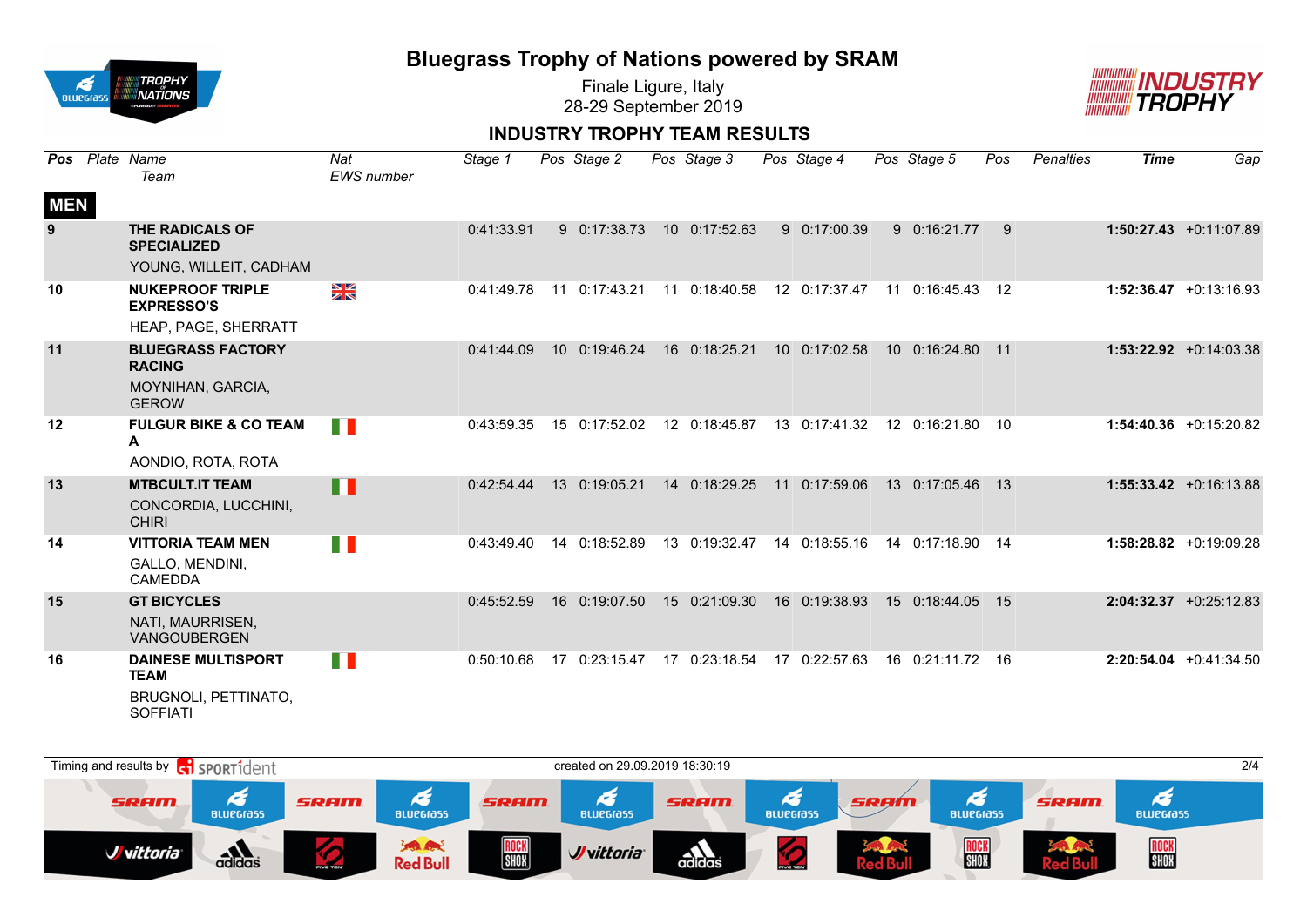# Bluegrass Trophy of Nations powered by SRAM

Finale Ligure, Italy
28-29 September 2019

## INDUSTRY TROPHY TEAM RESULTS

| Pos | Plate | Name / Team | Nat / EWS number | Stage 1 | Pos | Stage 2 | Pos | Stage 3 | Pos | Stage 4 | Pos | Stage 5 | Pos | Penalties | Time | Gap |
|---|---|---|---|---|---|---|---|---|---|---|---|---|---|---|---|---|
| **MEN** | | | | | | | | | | | | | | | | |
| 9 | | **THE RADICALS OF SPECIALIZED** YOUNG, WILLEIT, CADHAM | | 0:41:33.91 | 9 | 0:17:38.73 | 10 | 0:17:52.63 | 9 | 0:17:00.39 | 9 | 0:16:21.77 | 9 | | **1:50:27.43** | +0:11:07.89 |
| 10 | | **NUKEPROOF TRIPLE EXPRESSO'S** HEAP, PAGE, SHERRATT | GBR | 0:41:49.78 | 11 | 0:17:43.21 | 11 | 0:18:40.58 | 12 | 0:17:37.47 | 11 | 0:16:45.43 | 12 | | **1:52:36.47** | +0:13:16.93 |
| 11 | | **BLUEGRASS FACTORY RACING** MOYNIHAN, GARCIA, GEROW | | 0:41:44.09 | 10 | 0:19:46.24 | 16 | 0:18:25.21 | 10 | 0:17:02.58 | 10 | 0:16:24.80 | 11 | | **1:53:22.92** | +0:14:03.38 |
| 12 | | **FULGUR BIKE & CO TEAM A** AONDIO, ROTA, ROTA | ITA | 0:43:59.35 | 15 | 0:17:52.02 | 12 | 0:18:45.87 | 13 | 0:17:41.32 | 12 | 0:16:21.80 | 10 | | **1:54:40.36** | +0:15:20.82 |
| 13 | | **MTBCULT.IT TEAM** CONCORDIA, LUCCHINI, CHIRI | ITA | 0:42:54.44 | 13 | 0:19:05.21 | 14 | 0:18:29.25 | 11 | 0:17:59.06 | 13 | 0:17:05.46 | 13 | | **1:55:33.42** | +0:16:13.88 |
| 14 | | **VITTORIA TEAM MEN** GALLO, MENDINI, CAMEDDA | ITA | 0:43:49.40 | 14 | 0:18:52.89 | 13 | 0:19:32.47 | 14 | 0:18:55.16 | 14 | 0:17:18.90 | 14 | | **1:58:28.82** | +0:19:09.28 |
| 15 | | **GT BICYCLES** NATI, MAURRISEN, VANGOUBERGEN | | 0:45:52.59 | 16 | 0:19:07.50 | 15 | 0:21:09.30 | 16 | 0:19:38.93 | 15 | 0:18:44.05 | 15 | | **2:04:32.37** | +0:25:12.83 |
| 16 | | **DAINESE MULTISPORT TEAM** BRUGNOLI, PETTINATO, SOFFIATI | ITA | 0:50:10.68 | 17 | 0:23:15.47 | 17 | 0:23:18.54 | 17 | 0:22:57.63 | 16 | 0:21:11.72 | 16 | | **2:20:54.04** | +0:41:34.50 |

Timing and results by SPORTident — created on 29.09.2019 18:30:19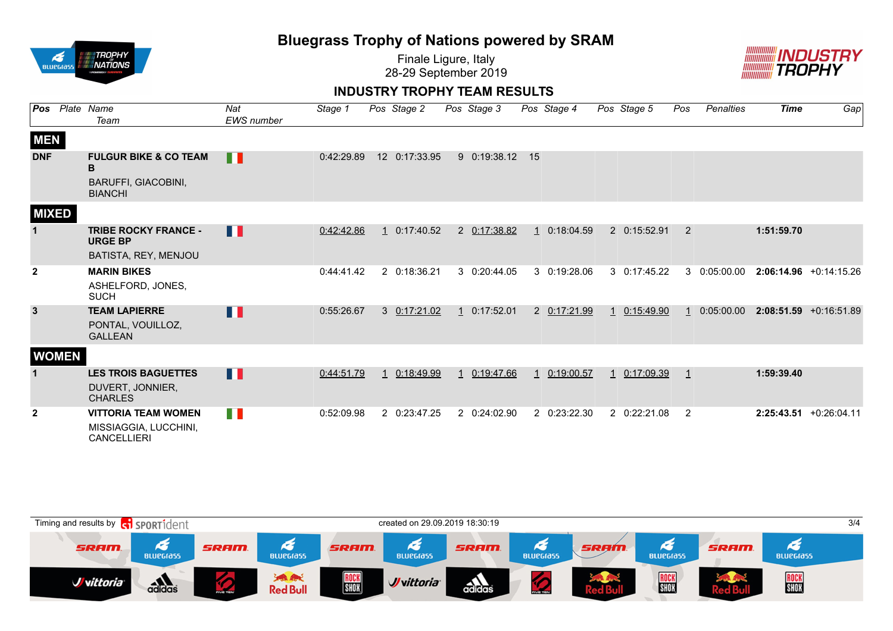# Bluegrass Trophy of Nations powered by SRAM

Finale Ligure, Italy
28-29 September 2019

## INDUSTRY TROPHY TEAM RESULTS

| Pos | Plate | Name / Team | Nat / EWS number | Stage 1 | Pos | Stage 2 | Pos | Stage 3 | Pos | Stage 4 | Pos | Stage 5 | Pos | Penalties | Time | Gap |
|---|---|---|---|---|---|---|---|---|---|---|---|---|---|---|---|---|
| **MEN** | | | | | | | | | | | | | | | | |
| **DNF** | | **FULGUR BIKE & CO TEAM B** BARUFFI, GIACOBINI, BIANCHI | ITA | 0:42:29.89 | 12 | 0:17:33.95 | 9 | 0:19:38.12 | 15 | | | | | | | |
| **MIXED** | | | | | | | | | | | | | | | | |
| **1** | | **TRIBE ROCKY FRANCE - URGE BP** BATISTA, REY, MENJOU | FRA | 0:42:42.86 | 1 | 0:17:40.52 | 2 | 0:17:38.82 | 1 | 0:18:04.59 | 2 | 0:15:52.91 | 2 | | **1:51:59.70** | |
| **2** | | **MARIN BIKES** ASHELFORD, JONES, SUCH | | 0:44:41.42 | 2 | 0:18:36.21 | 3 | 0:20:44.05 | 3 | 0:19:28.06 | 3 | 0:17:45.22 | 3 | 0:05:00.00 | **2:06:14.96** | +0:14:15.26 |
| **3** | | **TEAM LAPIERRE** PONTAL, VOUILLOZ, GALLEAN | FRA | 0:55:26.67 | 3 | 0:17:21.02 | 1 | 0:17:52.01 | 2 | 0:17:21.99 | 1 | 0:15:49.90 | 1 | 0:05:00.00 | **2:08:51.59** | +0:16:51.89 |
| **WOMEN** | | | | | | | | | | | | | | | | |
| **1** | | **LES TROIS BAGUETTES** DUVERT, JONNIER, CHARLES | FRA | 0:44:51.79 | 1 | 0:18:49.99 | 1 | 0:19:47.66 | 1 | 0:19:00.57 | 1 | 0:17:09.39 | 1 | | **1:59:39.40** | |
| **2** | | **VITTORIA TEAM WOMEN** MISSIAGGIA, LUCCHINI, CANCELLIERI | ITA | 0:52:09.98 | 2 | 0:23:47.25 | 2 | 0:24:02.90 | 2 | 0:23:22.30 | 2 | 0:22:21.08 | 2 | | **2:25:43.51** | +0:26:04.11 |

Timing and results by SPORTident — created on 29.09.2019 18:30:19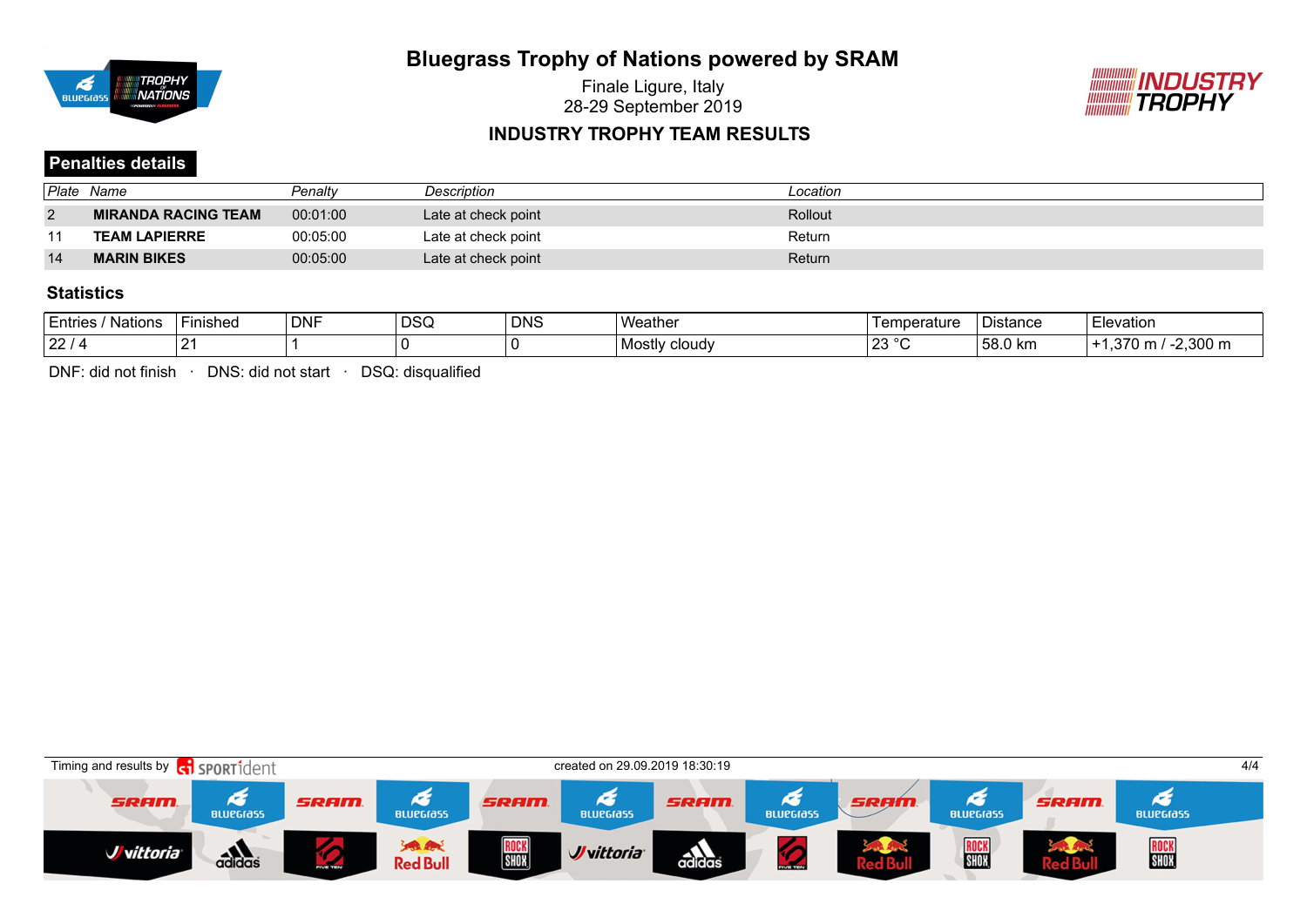# Bluegrass Trophy of Nations powered by SRAM

Finale Ligure, Italy
28-29 September 2019

## INDUSTRY TROPHY TEAM RESULTS

### Penalties details

| Plate | Name | Penalty | Description | Location |
|---|---|---|---|---|
| 2 | **MIRANDA RACING TEAM** | 00:01:00 | Late at check point | Rollout |
| 11 | **TEAM LAPIERRE** | 00:05:00 | Late at check point | Return |
| 14 | **MARIN BIKES** | 00:05:00 | Late at check point | Return |

### Statistics

| Entries / Nations | Finished | DNF | DSQ | DNS | Weather | Temperature | Distance | Elevation |
|---|---|---|---|---|---|---|---|---|
| 22 / 4 | 21 | 1 | 0 | 0 | Mostly cloudy | 23 °C | 58.0 km | +1,370 m / -2,300 m |

DNF: did not finish · DNS: did not start · DSQ: disqualified

Timing and results by SPORTident

created on 29.09.2019 18:30:19